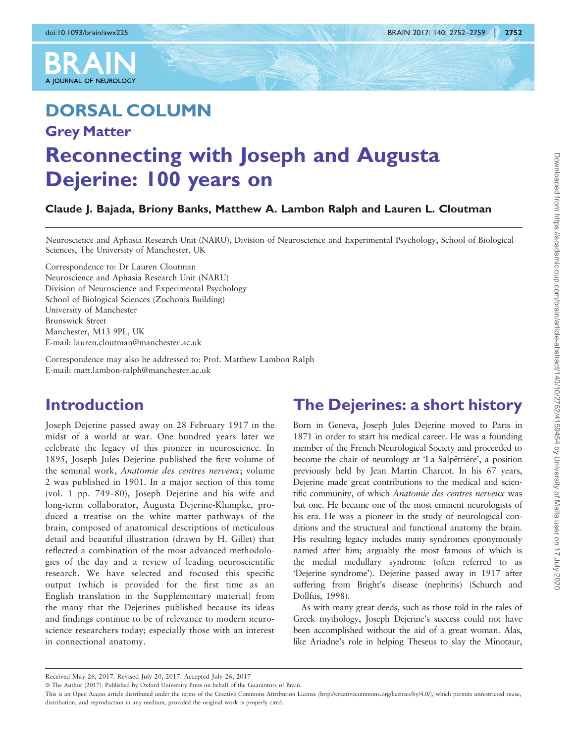# DORSAL COLUMN

## Grey Matter

# Reconnecting with Joseph and Augusta Dejerine: 100 years on

**Claude J. Bajada, Briony Banks, Matthew A. Lambon Ralph and Lauren L. Cloutman**

Neuroscience and Aphasia Research Unit (NARU), Division of Neuroscience and Experimental Psychology, School of Biological Sciences, The University of Manchester, UK

Correspondence to: Dr Lauren Cloutman
Neuroscience and Aphasia Research Unit (NARU)
Division of Neuroscience and Experimental Psychology
School of Biological Sciences (Zochonis Building)
University of Manchester
Brunswick Street
Manchester, M13 9PL, UK
E-mail: lauren.cloutman@manchester.ac.uk

Correspondence may also be addressed to: Prof. Matthew Lambon Ralph
E-mail: matt.lambon-ralph@manchester.ac.uk

## Introduction

Joseph Dejerine passed away on 28 February 1917 in the midst of a world at war. One hundred years later we celebrate the legacy of this pioneer in neuroscience. In 1895, Joseph Jules Dejerine published the first volume of the seminal work, *Anatomie des centres nerveux*; volume 2 was published in 1901. In a major section of this tome (vol. 1 pp. 749–80), Joseph Dejerine and his wife and long-term collaborator, Augusta Dejerine-Klumpke, produced a treatise on the white matter pathways of the brain, composed of anatomical descriptions of meticulous detail and beautiful illustration (drawn by H. Gillet) that reflected a combination of the most advanced methodologies of the day and a review of leading neuroscientific research. We have selected and focused this specific output (which is provided for the first time as an English translation in the Supplementary material) from the many that the Dejerines published because its ideas and findings continue to be of relevance to modern neuroscience researchers today; especially those with an interest in connectional anatomy.

## The Dejerines: a short history

Born in Geneva, Joseph Jules Dejerine moved to Paris in 1871 in order to start his medical career. He was a founding member of the French Neurological Society and proceeded to become the chair of neurology at 'La Salpêtrière', a position previously held by Jean Martin Charcot. In his 67 years, Dejerine made great contributions to the medical and scientific community, of which *Anatomie des centres nerveux* was but one. He became one of the most eminent neurologists of his era. He was a pioneer in the study of neurological conditions and the structural and functional anatomy the brain. His resulting legacy includes many syndromes eponymously named after him; arguably the most famous of which is the medial medullary syndrome (often referred to as 'Dejerine syndrome'). Dejerine passed away in 1917 after suffering from Bright's disease (nephritis) (Schurch and Dollfus, 1998).

As with many great deeds, such as those told in the tales of Greek mythology, Joseph Dejerine's success could not have been accomplished without the aid of a great woman. Alas, like Ariadne's role in helping Theseus to slay the Minotaur,

Received May 26, 2017. Revised July 20, 2017. Accepted July 26, 2017

© The Author (2017). Published by Oxford University Press on behalf of the Guarantors of Brain.

This is an Open Access article distributed under the terms of the Creative Commons Attribution License (http://creativecommons.org/licenses/by/4.0/), which permits unrestricted reuse, distribution, and reproduction in any medium, provided the original work is properly cited.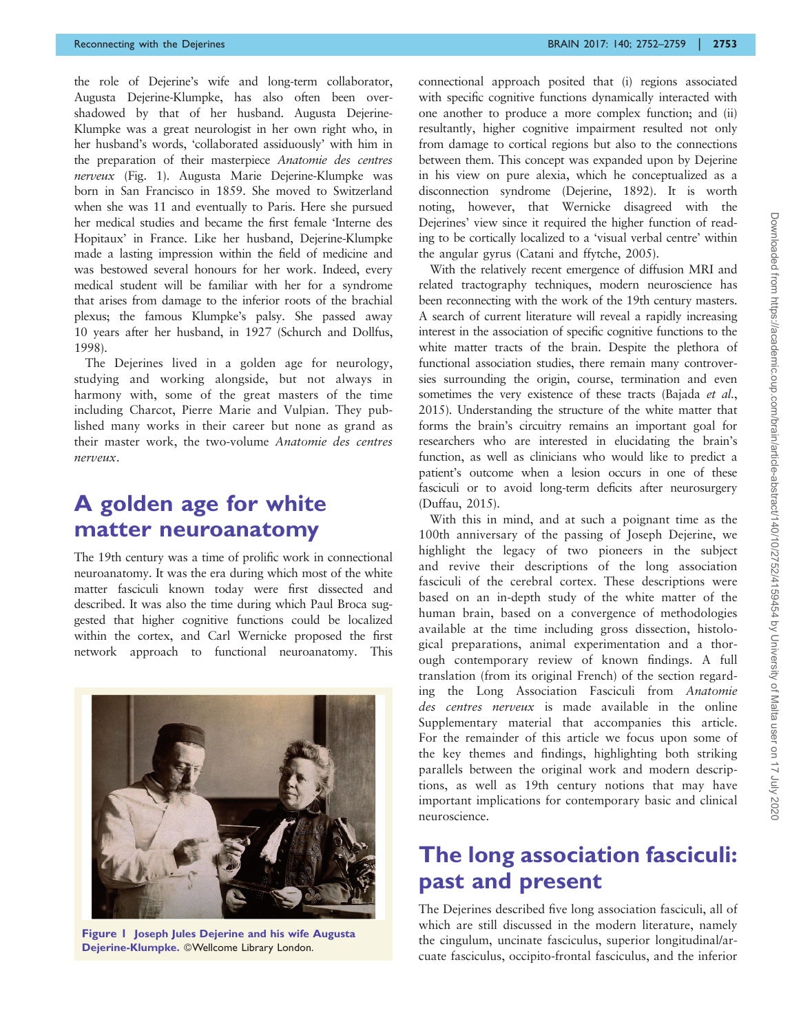the role of Dejerine's wife and long-term collaborator, Augusta Dejerine-Klumpke, has also often been overshadowed by that of her husband. Augusta Dejerine-Klumpke was a great neurologist in her own right who, in her husband's words, 'collaborated assiduously' with him in the preparation of their masterpiece *Anatomie des centres nerveux* (Fig. 1). Augusta Marie Dejerine-Klumpke was born in San Francisco in 1859. She moved to Switzerland when she was 11 and eventually to Paris. Here she pursued her medical studies and became the first female 'Interne des Hopitaux' in France. Like her husband, Dejerine-Klumpke made a lasting impression within the field of medicine and was bestowed several honours for her work. Indeed, every medical student will be familiar with her for a syndrome that arises from damage to the inferior roots of the brachial plexus; the famous Klumpke's palsy. She passed away 10 years after her husband, in 1927 (Schurch and Dollfus, 1998).

The Dejerines lived in a golden age for neurology, studying and working alongside, but not always in harmony with, some of the great masters of the time including Charcot, Pierre Marie and Vulpian. They published many works in their career but none as grand as their master work, the two-volume *Anatomie des centres nerveux*.

## A golden age for white matter neuroanatomy

The 19th century was a time of prolific work in connectional neuroanatomy. It was the era during which most of the white matter fasciculi known today were first dissected and described. It was also the time during which Paul Broca suggested that higher cognitive functions could be localized within the cortex, and Carl Wernicke proposed the first network approach to functional neuroanatomy. This connectional approach posited that (i) regions associated with specific cognitive functions dynamically interacted with one another to produce a more complex function; and (ii) resultantly, higher cognitive impairment resulted not only from damage to cortical regions but also to the connections between them. This concept was expanded upon by Dejerine in his view on pure alexia, which he conceptualized as a disconnection syndrome (Dejerine, 1892). It is worth noting, however, that Wernicke disagreed with the Dejerines' view since it required the higher function of reading to be cortically localized to a 'visual verbal centre' within the angular gyrus (Catani and ffytche, 2005).

**Figure 1 Joseph Jules Dejerine and his wife Augusta Dejerine-Klumpke.** ©Wellcome Library London.

With the relatively recent emergence of diffusion MRI and related tractography techniques, modern neuroscience has been reconnecting with the work of the 19th century masters. A search of current literature will reveal a rapidly increasing interest in the association of specific cognitive functions to the white matter tracts of the brain. Despite the plethora of functional association studies, there remain many controversies surrounding the origin, course, termination and even sometimes the very existence of these tracts (Bajada *et al.*, 2015). Understanding the structure of the white matter that forms the brain's circuitry remains an important goal for researchers who are interested in elucidating the brain's function, as well as clinicians who would like to predict a patient's outcome when a lesion occurs in one of these fasciculi or to avoid long-term deficits after neurosurgery (Duffau, 2015).

With this in mind, and at such a poignant time as the 100th anniversary of the passing of Joseph Dejerine, we highlight the legacy of two pioneers in the subject and revive their descriptions of the long association fasciculi of the cerebral cortex. These descriptions were based on an in-depth study of the white matter of the human brain, based on a convergence of methodologies available at the time including gross dissection, histological preparations, animal experimentation and a thorough contemporary review of known findings. A full translation (from its original French) of the section regarding the Long Association Fasciculi from *Anatomie des centres nerveux* is made available in the online Supplementary material that accompanies this article. For the remainder of this article we focus upon some of the key themes and findings, highlighting both striking parallels between the original work and modern descriptions, as well as 19th century notions that may have important implications for contemporary basic and clinical neuroscience.

## The long association fasciculi: past and present

The Dejerines described five long association fasciculi, all of which are still discussed in the modern literature, namely the cingulum, uncinate fasciculus, superior longitudinal/arcuate fasciculus, occipito-frontal fasciculus, and the inferior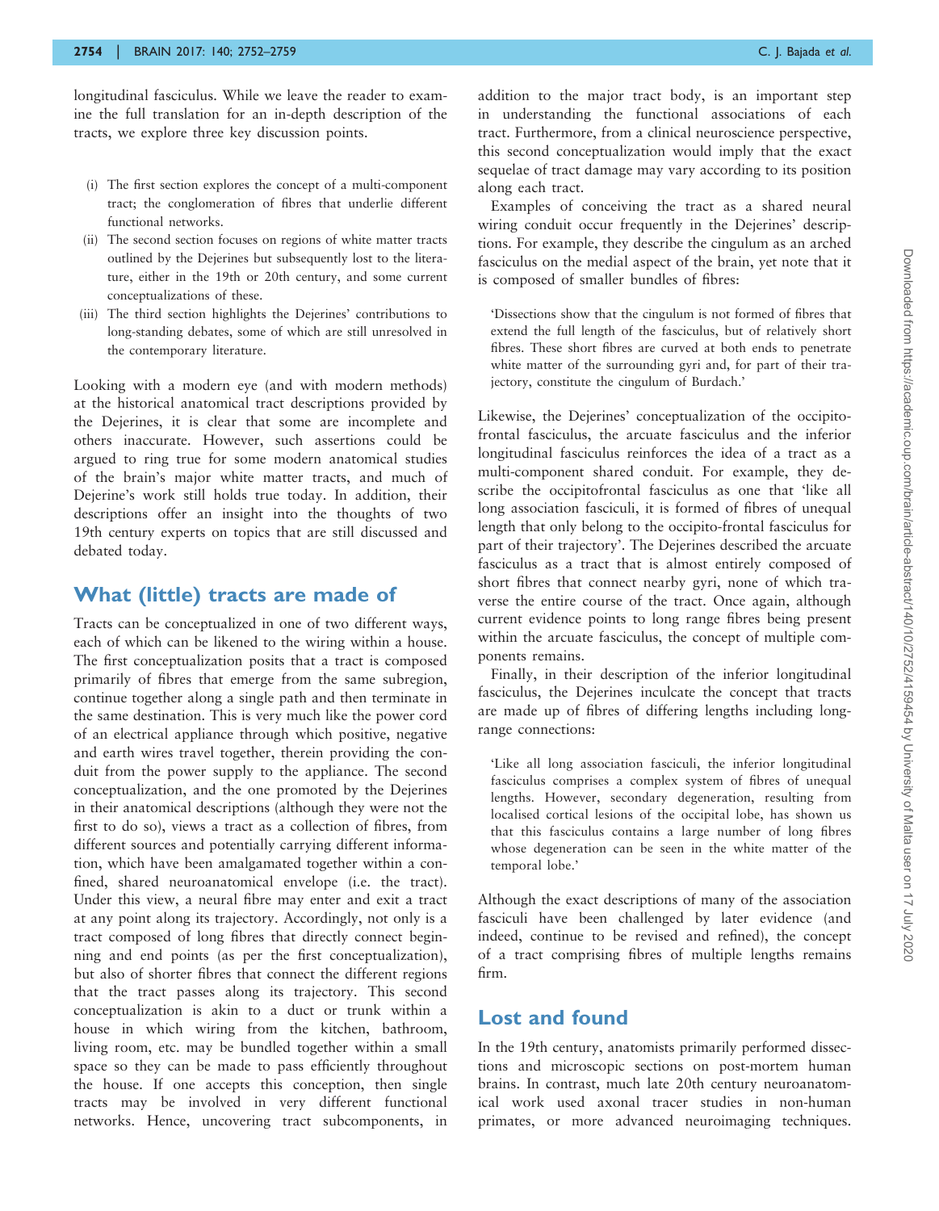longitudinal fasciculus. While we leave the reader to examine the full translation for an in-depth description of the tracts, we explore three key discussion points.

(i) The first section explores the concept of a multi-component tract; the conglomeration of fibres that underlie different functional networks.
(ii) The second section focuses on regions of white matter tracts outlined by the Dejerines but subsequently lost to the literature, either in the 19th or 20th century, and some current conceptualizations of these.
(iii) The third section highlights the Dejerines' contributions to long-standing debates, some of which are still unresolved in the contemporary literature.

Looking with a modern eye (and with modern methods) at the historical anatomical tract descriptions provided by the Dejerines, it is clear that some are incomplete and others inaccurate. However, such assertions could be argued to ring true for some modern anatomical studies of the brain's major white matter tracts, and much of Dejerine's work still holds true today. In addition, their descriptions offer an insight into the thoughts of two 19th century experts on topics that are still discussed and debated today.

## What (little) tracts are made of

Tracts can be conceptualized in one of two different ways, each of which can be likened to the wiring within a house. The first conceptualization posits that a tract is composed primarily of fibres that emerge from the same subregion, continue together along a single path and then terminate in the same destination. This is very much like the power cord of an electrical appliance through which positive, negative and earth wires travel together, therein providing the conduit from the power supply to the appliance. The second conceptualization, and the one promoted by the Dejerines in their anatomical descriptions (although they were not the first to do so), views a tract as a collection of fibres, from different sources and potentially carrying different information, which have been amalgamated together within a confined, shared neuroanatomical envelope (i.e. the tract). Under this view, a neural fibre may enter and exit a tract at any point along its trajectory. Accordingly, not only is a tract composed of long fibres that directly connect beginning and end points (as per the first conceptualization), but also of shorter fibres that connect the different regions that the tract passes along its trajectory. This second conceptualization is akin to a duct or trunk within a house in which wiring from the kitchen, bathroom, living room, etc. may be bundled together within a small space so they can be made to pass efficiently throughout the house. If one accepts this conception, then single tracts may be involved in very different functional networks. Hence, uncovering tract subcomponents, in addition to the major tract body, is an important step in understanding the functional associations of each tract. Furthermore, from a clinical neuroscience perspective, this second conceptualization would imply that the exact sequelae of tract damage may vary according to its position along each tract.

Examples of conceiving the tract as a shared neural wiring conduit occur frequently in the Dejerines' descriptions. For example, they describe the cingulum as an arched fasciculus on the medial aspect of the brain, yet note that it is composed of smaller bundles of fibres:

> 'Dissections show that the cingulum is not formed of fibres that extend the full length of the fasciculus, but of relatively short fibres. These short fibres are curved at both ends to penetrate white matter of the surrounding gyri and, for part of their trajectory, constitute the cingulum of Burdach.'

Likewise, the Dejerines' conceptualization of the occipitofrontal fasciculus, the arcuate fasciculus and the inferior longitudinal fasciculus reinforces the idea of a tract as a multi-component shared conduit. For example, they describe the occipitofrontal fasciculus as one that 'like all long association fasciculi, it is formed of fibres of unequal length that only belong to the occipito-frontal fasciculus for part of their trajectory'. The Dejerines described the arcuate fasciculus as a tract that is almost entirely composed of short fibres that connect nearby gyri, none of which traverse the entire course of the tract. Once again, although current evidence points to long range fibres being present within the arcuate fasciculus, the concept of multiple components remains.

Finally, in their description of the inferior longitudinal fasciculus, the Dejerines inculcate the concept that tracts are made up of fibres of differing lengths including long-range connections:

> 'Like all long association fasciculi, the inferior longitudinal fasciculus comprises a complex system of fibres of unequal lengths. However, secondary degeneration, resulting from localised cortical lesions of the occipital lobe, has shown us that this fasciculus contains a large number of long fibres whose degeneration can be seen in the white matter of the temporal lobe.'

Although the exact descriptions of many of the association fasciculi have been challenged by later evidence (and indeed, continue to be revised and refined), the concept of a tract comprising fibres of multiple lengths remains firm.

## Lost and found

In the 19th century, anatomists primarily performed dissections and microscopic sections on post-mortem human brains. In contrast, much late 20th century neuroanatomical work used axonal tracer studies in non-human primates, or more advanced neuroimaging techniques.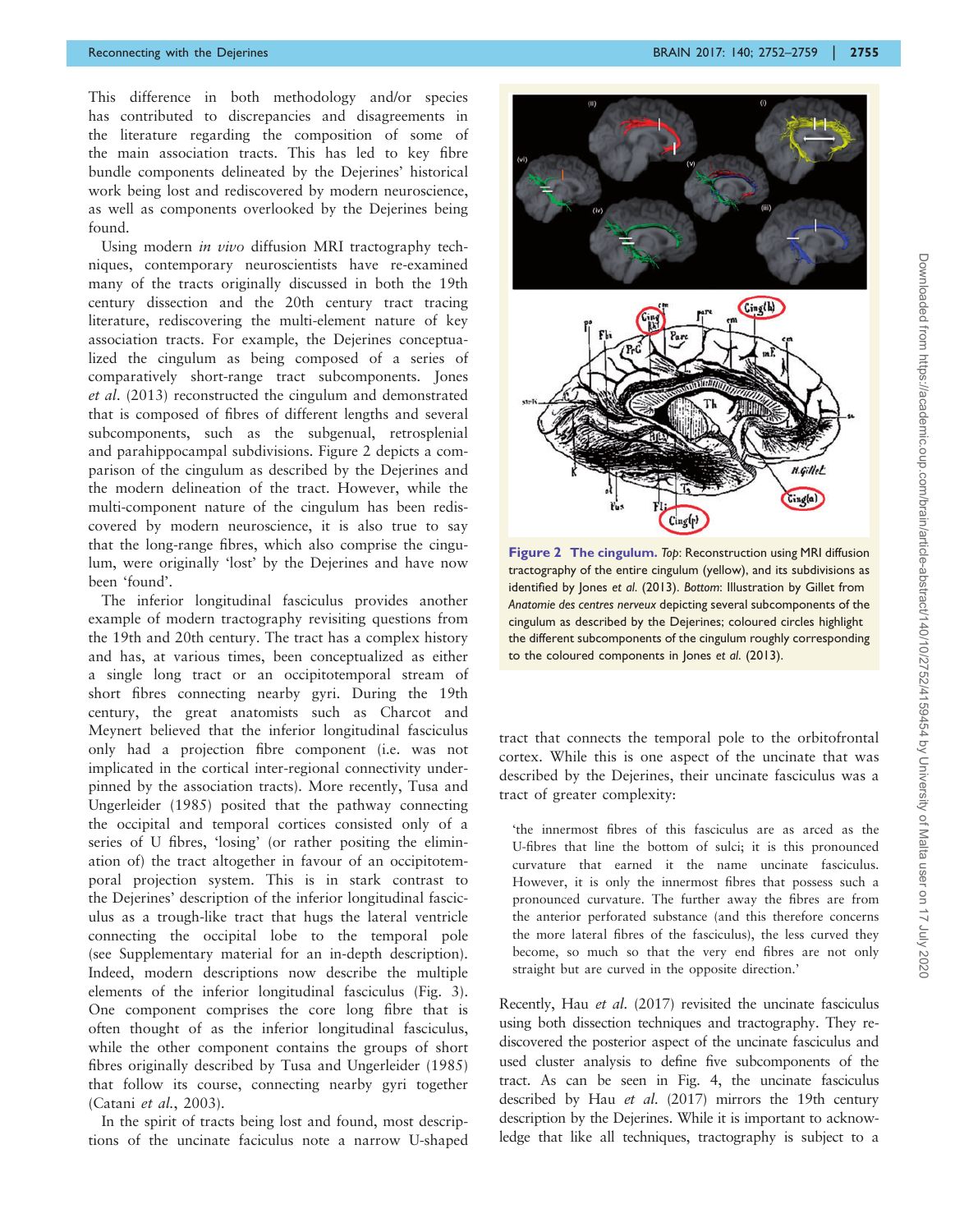This difference in both methodology and/or species has contributed to discrepancies and disagreements in the literature regarding the composition of some of the main association tracts. This has led to key fibre bundle components delineated by the Dejerines' historical work being lost and rediscovered by modern neuroscience, as well as components overlooked by the Dejerines being found.

Using modern *in vivo* diffusion MRI tractography techniques, contemporary neuroscientists have re-examined many of the tracts originally discussed in both the 19th century dissection and the 20th century tract tracing literature, rediscovering the multi-element nature of key association tracts. For example, the Dejerines conceptualized the cingulum as being composed of a series of comparatively short-range tract subcomponents. Jones *et al.* (2013) reconstructed the cingulum and demonstrated that is composed of fibres of different lengths and several subcomponents, such as the subgenual, retrosplenial and parahippocampal subdivisions. Figure 2 depicts a comparison of the cingulum as described by the Dejerines and the modern delineation of the tract. However, while the multi-component nature of the cingulum has been rediscovered by modern neuroscience, it is also true to say that the long-range fibres, which also comprise the cingulum, were originally 'lost' by the Dejerines and have now been 'found'.

The inferior longitudinal fasciculus provides another example of modern tractography revisiting questions from the 19th and 20th century. The tract has a complex history and has, at various times, been conceptualized as either a single long tract or an occipitotemporal stream of short fibres connecting nearby gyri. During the 19th century, the great anatomists such as Charcot and Meynert believed that the inferior longitudinal fasciculus only had a projection fibre component (i.e. was not implicated in the cortical inter-regional connectivity underpinned by the association tracts). More recently, Tusa and Ungerleider (1985) posited that the pathway connecting the occipital and temporal cortices consisted only of a series of U fibres, 'losing' (or rather positing the elimination of) the tract altogether in favour of an occipitotemporal projection system. This is in stark contrast to the Dejerines' description of the inferior longitudinal fasciculus as a trough-like tract that hugs the lateral ventricle connecting the occipital lobe to the temporal pole (see Supplementary material for an in-depth description). Indeed, modern descriptions now describe the multiple elements of the inferior longitudinal fasciculus (Fig. 3). One component comprises the core long fibre that is often thought of as the inferior longitudinal fasciculus, while the other component contains the groups of short fibres originally described by Tusa and Ungerleider (1985) that follow its course, connecting nearby gyri together (Catani *et al.*, 2003).

In the spirit of tracts being lost and found, most descriptions of the uncinate faciculus note a narrow U-shaped tract that connects the temporal pole to the orbitofrontal cortex. While this is one aspect of the uncinate that was described by the Dejerines, their uncinate fasciculus was a tract of greater complexity:

> 'the innermost fibres of this fasciculus are as arced as the U-fibres that line the bottom of sulci; it is this pronounced curvature that earned it the name uncinate fasciculus. However, it is only the innermost fibres that possess such a pronounced curvature. The further away the fibres are from the anterior perforated substance (and this therefore concerns the more lateral fibres of the fasciculus), the less curved they become, so much so that the very end fibres are not only straight but are curved in the opposite direction.'

Recently, Hau *et al.* (2017) revisited the uncinate fasciculus using both dissection techniques and tractography. They rediscovered the posterior aspect of the uncinate fasciculus and used cluster analysis to define five subcomponents of the tract. As can be seen in Fig. 4, the uncinate fasciculus described by Hau *et al.* (2017) mirrors the 19th century description by the Dejerines. While it is important to acknowledge that like all techniques, tractography is subject to a

**Figure 2 The cingulum.** *Top*: Reconstruction using MRI diffusion tractography of the entire cingulum (yellow), and its subdivisions as identified by Jones *et al.* (2013). *Bottom*: Illustration by Gillet from *Anatomie des centres nerveux* depicting several subcomponents of the cingulum as described by the Dejerines; coloured circles highlight the different subcomponents of the cingulum roughly corresponding to the coloured components in Jones *et al.* (2013).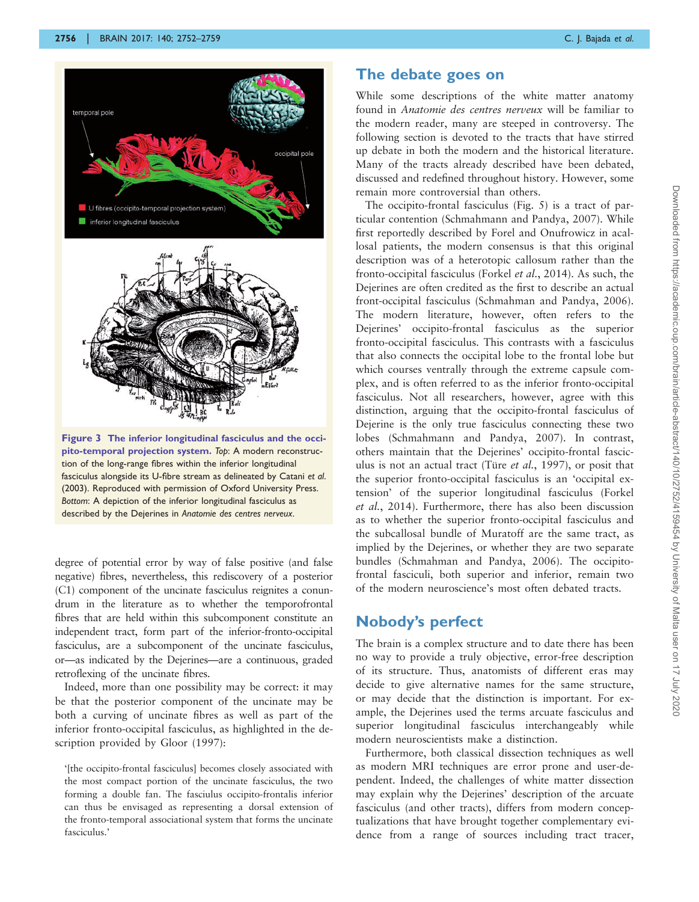**Figure 3 The inferior longitudinal fasciculus and the occipito-temporal projection system.** *Top*: A modern reconstruction of the long-range fibres within the inferior longitudinal fasciculus alongside its U-fibre stream as delineated by Catani *et al.* (2003). Reproduced with permission of Oxford University Press. *Bottom*: A depiction of the inferior longitudinal fasciculus as described by the Dejerines in *Anatomie des centres nerveux*.

degree of potential error by way of false positive (and false negative) fibres, nevertheless, this rediscovery of a posterior (C1) component of the uncinate fasciculus reignites a conundrum in the literature as to whether the temporofrontal fibres that are held within this subcomponent constitute an independent tract, form part of the inferior-fronto-occipital fasciculus, are a subcomponent of the uncinate fasciculus, or—as indicated by the Dejerines—are a continuous, graded retroflexing of the uncinate fibres.

Indeed, more than one possibility may be correct: it may be that the posterior component of the uncinate may be both a curving of uncinate fibres as well as part of the inferior fronto-occipital fasciculus, as highlighted in the description provided by Gloor (1997):

> '[the occipito-frontal fasciculus] becomes closely associated with the most compact portion of the uncinate fasciculus, the two forming a double fan. The fasciulus occipito-frontalis inferior can thus be envisaged as representing a dorsal extension of the fronto-temporal associational system that forms the uncinate fasciculus.'

## The debate goes on

While some descriptions of the white matter anatomy found in *Anatomie des centres nerveux* will be familiar to the modern reader, many are steeped in controversy. The following section is devoted to the tracts that have stirred up debate in both the modern and the historical literature. Many of the tracts already described have been debated, discussed and redefined throughout history. However, some remain more controversial than others.

The occipito-frontal fasciculus (Fig. 5) is a tract of particular contention (Schmahmann and Pandya, 2007). While first reportedly described by Forel and Onufrowicz in acallosal patients, the modern consensus is that this original description was of a heterotopic callosum rather than the fronto-occipital fasciculus (Forkel *et al.*, 2014). As such, the Dejerines are often credited as the first to describe an actual front-occipital fasciculus (Schmahman and Pandya, 2006). The modern literature, however, often refers to the Dejerines' occipito-frontal fasciculus as the superior fronto-occipital fasciculus. This contrasts with a fasciculus that also connects the occipital lobe to the frontal lobe but which courses ventrally through the extreme capsule complex, and is often referred to as the inferior fronto-occipital fasciculus. Not all researchers, however, agree with this distinction, arguing that the occipito-frontal fasciculus of Dejerine is the only true fasciculus connecting these two lobes (Schmahmann and Pandya, 2007). In contrast, others maintain that the Dejerines' occipito-frontal fasciculus is not an actual tract (Türe *et al.*, 1997), or posit that the superior fronto-occipital fasciculus is an 'occipital extension' of the superior longitudinal fasciculus (Forkel *et al.*, 2014). Furthermore, there has also been discussion as to whether the superior fronto-occipital fasciculus and the subcallosal bundle of Muratoff are the same tract, as implied by the Dejerines, or whether they are two separate bundles (Schmahman and Pandya, 2006). The occipito-frontal fasciculi, both superior and inferior, remain two of the modern neuroscience's most often debated tracts.

## Nobody's perfect

The brain is a complex structure and to date there has been no way to provide a truly objective, error-free description of its structure. Thus, anatomists of different eras may decide to give alternative names for the same structure, or may decide that the distinction is important. For example, the Dejerines used the terms arcuate fasciculus and superior longitudinal fasciculus interchangeably while modern neuroscientists make a distinction.

Furthermore, both classical dissection techniques as well as modern MRI techniques are error prone and user-dependent. Indeed, the challenges of white matter dissection may explain why the Dejerines' description of the arcuate fasciculus (and other tracts), differs from modern conceptualizations that have brought together complementary evidence from a range of sources including tract tracer,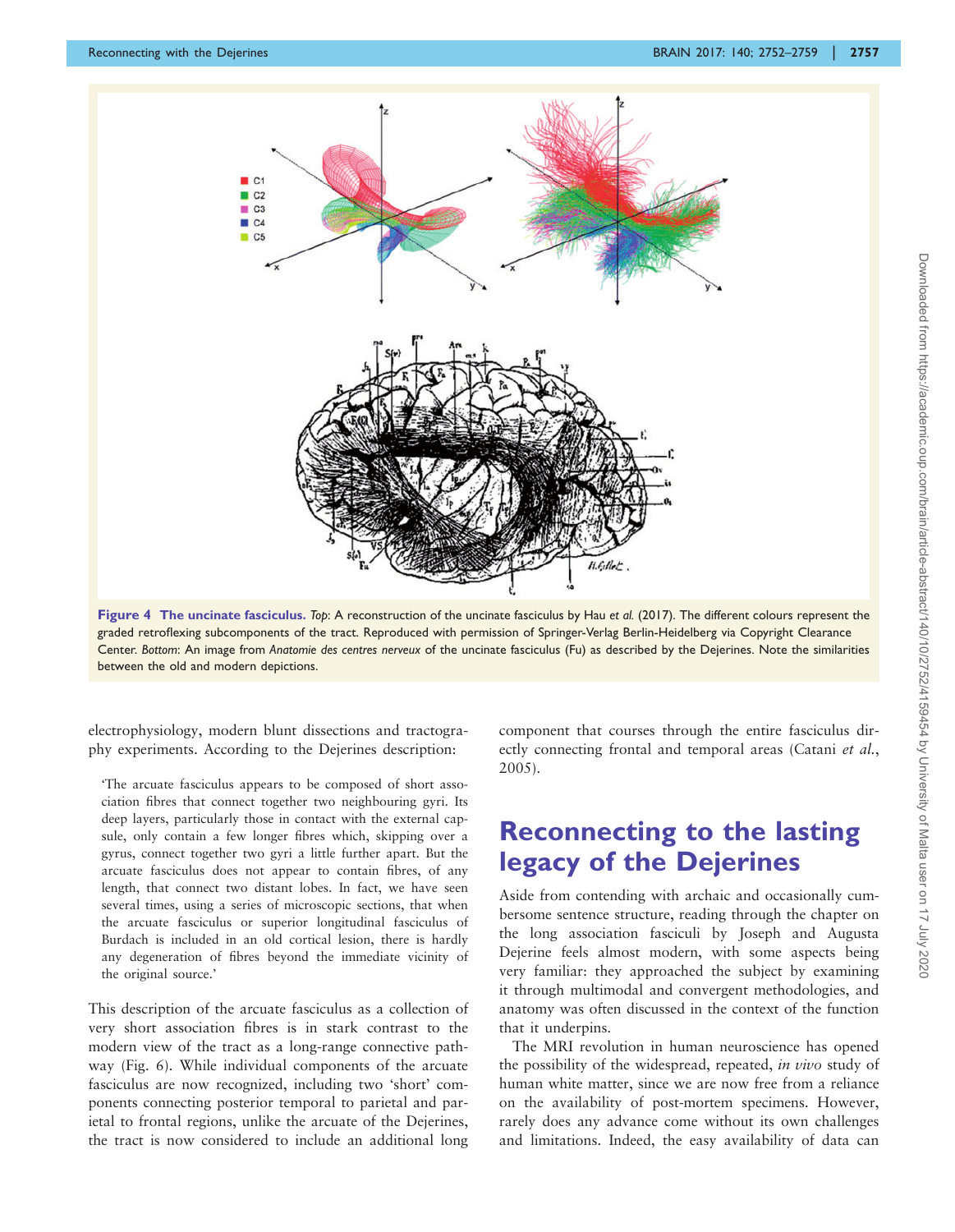**Figure 4 The uncinate fasciculus.** *Top*: A reconstruction of the uncinate fasciculus by Hau *et al.* (2017). The different colours represent the graded retroflexing subcomponents of the tract. Reproduced with permission of Springer-Verlag Berlin-Heidelberg via Copyright Clearance Center. *Bottom*: An image from *Anatomie des centres nerveux* of the uncinate fasciculus (Fu) as described by the Dejerines. Note the similarities between the old and modern depictions.

electrophysiology, modern blunt dissections and tractography experiments. According to the Dejerines description:

> 'The arcuate fasciculus appears to be composed of short association fibres that connect together two neighbouring gyri. Its deep layers, particularly those in contact with the external capsule, only contain a few longer fibres which, skipping over a gyrus, connect together two gyri a little further apart. But the arcuate fasciculus does not appear to contain fibres, of any length, that connect two distant lobes. In fact, we have seen several times, using a series of microscopic sections, that when the arcuate fasciculus or superior longitudinal fasciculus of Burdach is included in an old cortical lesion, there is hardly any degeneration of fibres beyond the immediate vicinity of the original source.'

This description of the arcuate fasciculus as a collection of very short association fibres is in stark contrast to the modern view of the tract as a long-range connective pathway (Fig. 6). While individual components of the arcuate fasciculus are now recognized, including two 'short' components connecting posterior temporal to parietal and parietal to frontal regions, unlike the arcuate of the Dejerines, the tract is now considered to include an additional long component that courses through the entire fasciculus directly connecting frontal and temporal areas (Catani *et al.*, 2005).

## Reconnecting to the lasting legacy of the Dejerines

Aside from contending with archaic and occasionally cumbersome sentence structure, reading through the chapter on the long association fasciculi by Joseph and Augusta Dejerine feels almost modern, with some aspects being very familiar: they approached the subject by examining it through multimodal and convergent methodologies, and anatomy was often discussed in the context of the function that it underpins.

The MRI revolution in human neuroscience has opened the possibility of the widespread, repeated, *in vivo* study of human white matter, since we are now free from a reliance on the availability of post-mortem specimens. However, rarely does any advance come without its own challenges and limitations. Indeed, the easy availability of data can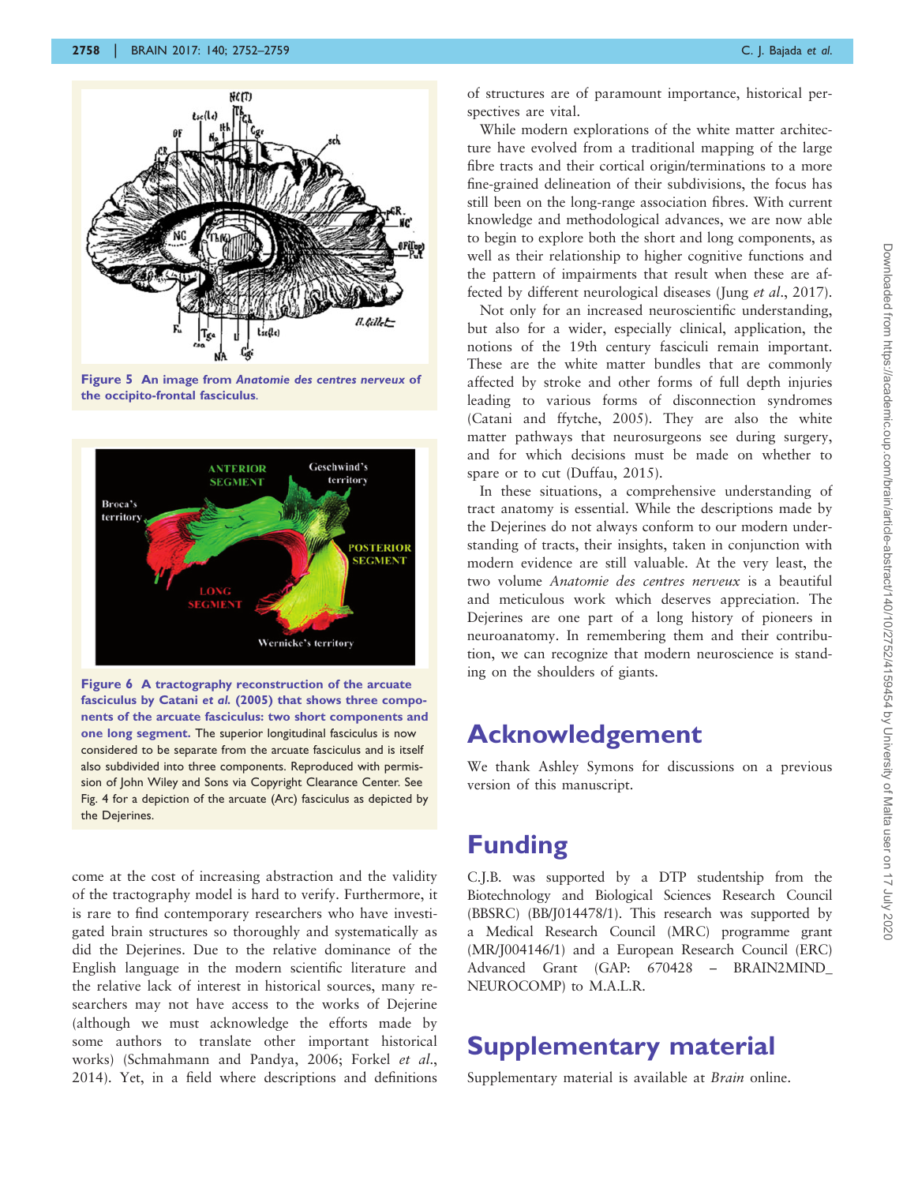Figure 5 An image from *Anatomie des centres nerveux* of the occipito-frontal fasciculus.

Figure 6 A tractography reconstruction of the arcuate fasciculus by Catani *et al.* (2005) that shows three components of the arcuate fasciculus: two short components and one long segment. The superior longitudinal fasciculus is now considered to be separate from the arcuate fasciculus and is itself also subdivided into three components. Reproduced with permission of John Wiley and Sons via Copyright Clearance Center. See Fig. 4 for a depiction of the arcuate (Arc) fasciculus as depicted by the Dejerines.

come at the cost of increasing abstraction and the validity of the tractography model is hard to verify. Furthermore, it is rare to find contemporary researchers who have investigated brain structures so thoroughly and systematically as did the Dejerines. Due to the relative dominance of the English language in the modern scientific literature and the relative lack of interest in historical sources, many researchers may not have access to the works of Dejerine (although we must acknowledge the efforts made by some authors to translate other important historical works) (Schmahmann and Pandya, 2006; Forkel *et al.*, 2014). Yet, in a field where descriptions and definitions of structures are of paramount importance, historical perspectives are vital.

While modern explorations of the white matter architecture have evolved from a traditional mapping of the large fibre tracts and their cortical origin/terminations to a more fine-grained delineation of their subdivisions, the focus has still been on the long-range association fibres. With current knowledge and methodological advances, we are now able to begin to explore both the short and long components, as well as their relationship to higher cognitive functions and the pattern of impairments that result when these are affected by different neurological diseases (Jung *et al.*, 2017).

Not only for an increased neuroscientific understanding, but also for a wider, especially clinical, application, the notions of the 19th century fasciculi remain important. These are the white matter bundles that are commonly affected by stroke and other forms of full depth injuries leading to various forms of disconnection syndromes (Catani and ffytche, 2005). They are also the white matter pathways that neurosurgeons see during surgery, and for which decisions must be made on whether to spare or to cut (Duffau, 2015).

In these situations, a comprehensive understanding of tract anatomy is essential. While the descriptions made by the Dejerines do not always conform to our modern understanding of tracts, their insights, taken in conjunction with modern evidence are still valuable. At the very least, the two volume *Anatomie des centres nerveux* is a beautiful and meticulous work which deserves appreciation. The Dejerines are one part of a long history of pioneers in neuroanatomy. In remembering them and their contribution, we can recognize that modern neuroscience is standing on the shoulders of giants.

# Acknowledgement

We thank Ashley Symons for discussions on a previous version of this manuscript.

# Funding

C.J.B. was supported by a DTP studentship from the Biotechnology and Biological Sciences Research Council (BBSRC) (BB/J014478/1). This research was supported by a Medical Research Council (MRC) programme grant (MR/J004146/1) and a European Research Council (ERC) Advanced Grant (GAP: 670428 – BRAIN2MIND_NEUROCOMP) to M.A.L.R.

# Supplementary material

Supplementary material is available at *Brain* online.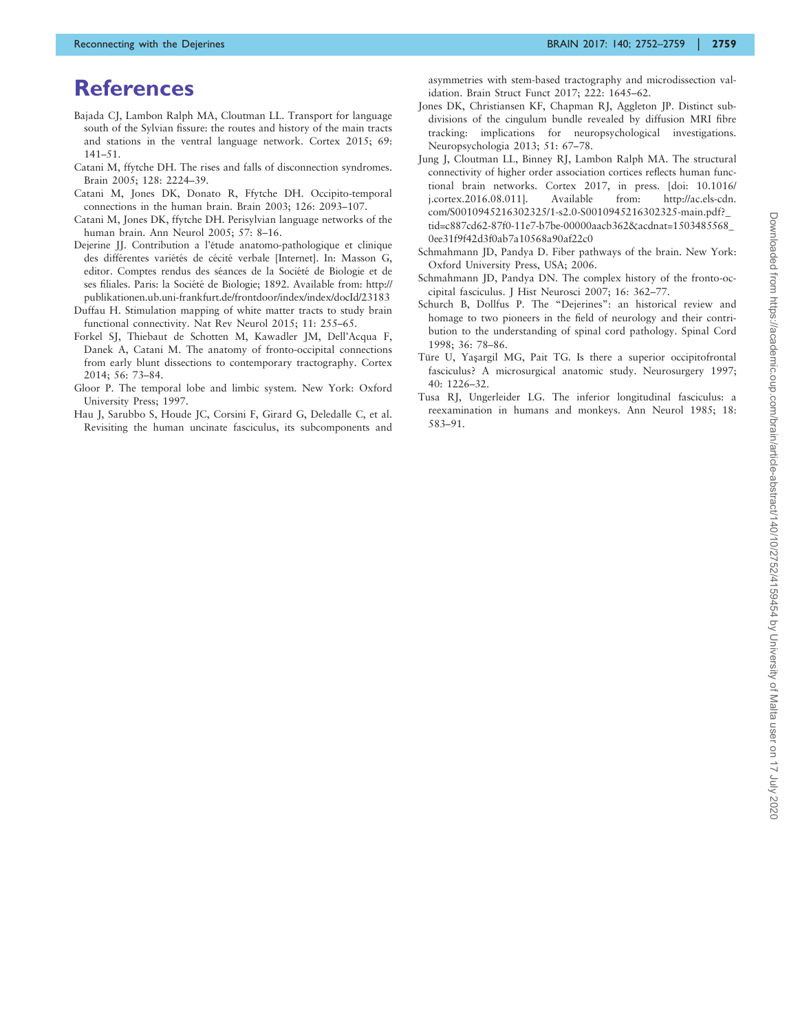# References

Bajada CJ, Lambon Ralph MA, Cloutman LL. Transport for language south of the Sylvian fissure: the routes and history of the main tracts and stations in the ventral language network. Cortex 2015; 69: 141–51.

Catani M, ffytche DH. The rises and falls of disconnection syndromes. Brain 2005; 128: 2224–39.

Catani M, Jones DK, Donato R, Ffytche DH. Occipito-temporal connections in the human brain. Brain 2003; 126: 2093–107.

Catani M, Jones DK, ffytche DH. Perisylvian language networks of the human brain. Ann Neurol 2005; 57: 8–16.

Dejerine JJ. Contribution a l'étude anatomo-pathologique et clinique des différentes variétés de cécité verbale [Internet]. In: Masson G, editor. Comptes rendus des séances de la Société de Biologie et de ses filiales. Paris: la Société de Biologie; 1892. Available from: http://publikationen.ub.uni-frankfurt.de/frontdoor/index/index/docId/23183

Duffau H. Stimulation mapping of white matter tracts to study brain functional connectivity. Nat Rev Neurol 2015; 11: 255–65.

Forkel SJ, Thiebaut de Schotten M, Kawadler JM, Dell'Acqua F, Danek A, Catani M. The anatomy of fronto-occipital connections from early blunt dissections to contemporary tractography. Cortex 2014; 56: 73–84.

Gloor P. The temporal lobe and limbic system. New York: Oxford University Press; 1997.

Hau J, Sarubbo S, Houde JC, Corsini F, Girard G, Deledalle C, et al. Revisiting the human uncinate fasciculus, its subcomponents and asymmetries with stem-based tractography and microdissection validation. Brain Struct Funct 2017; 222: 1645–62.

Jones DK, Christiansen KF, Chapman RJ, Aggleton JP. Distinct subdivisions of the cingulum bundle revealed by diffusion MRI fibre tracking: implications for neuropsychological investigations. Neuropsychologia 2013; 51: 67–78.

Jung J, Cloutman LL, Binney RJ, Lambon Ralph MA. The structural connectivity of higher order association cortices reflects human functional brain networks. Cortex 2017, in press. [doi: 10.1016/j.cortex.2016.08.011]. Available from: http://ac.els-cdn.com/S0010945216302325/1-s2.0-S0010945216302325-main.pdf?_tid=c887cd62-87f0-11e7-b7be-00000aacb362&acdnat=1503485568_0ee31f9f42d3f0ab7a10568a90af22c0

Schmahmann JD, Pandya D. Fiber pathways of the brain. New York: Oxford University Press, USA; 2006.

Schmahmann JD, Pandya DN. The complex history of the fronto-occipital fasciculus. J Hist Neurosci 2007; 16: 362–77.

Schurch B, Dollfus P. The "Dejerines": an historical review and homage to two pioneers in the field of neurology and their contribution to the understanding of spinal cord pathology. Spinal Cord 1998; 36: 78–86.

Türe U, Yaşargil MG, Pait TG. Is there a superior occipitofrontal fasciculus? A microsurgical anatomic study. Neurosurgery 1997; 40: 1226–32.

Tusa RJ, Ungerleider LG. The inferior longitudinal fasciculus: a reexamination in humans and monkeys. Ann Neurol 1985; 18: 583–91.